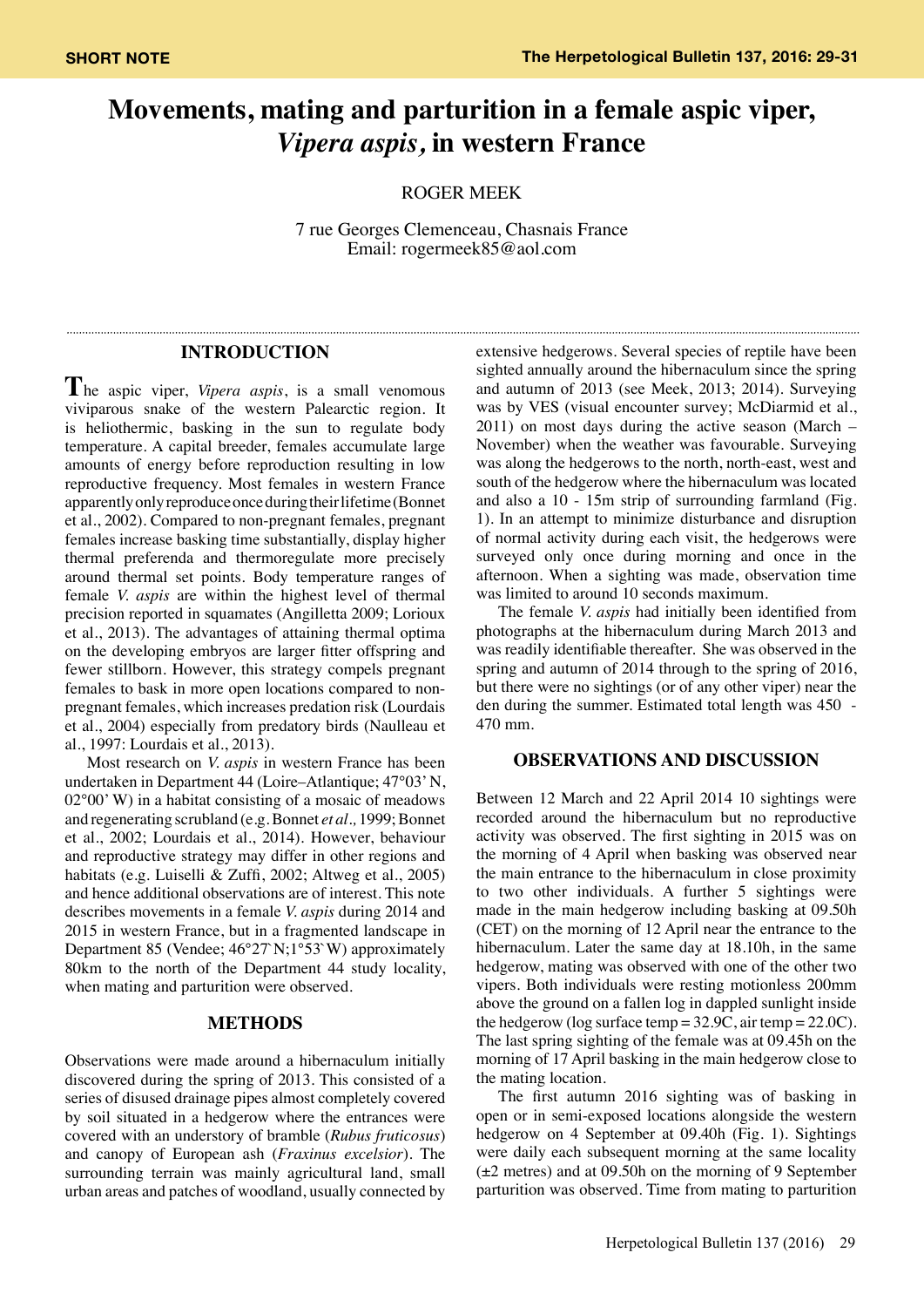SHORT NOTE

# Movements, mating and parturition in a female aspic viper, *Vipera aspis*, in western France

ROGER MEEK

7 rue Georges Clemenceau, Chasnais France
Email: rogermeek85@aol.com

## INTRODUCTION

The aspic viper, *Vipera aspis*, is a small venomous viviparous snake of the western Palearctic region. It is heliothermic, basking in the sun to regulate body temperature. A capital breeder, females accumulate large amounts of energy before reproduction resulting in low reproductive frequency. Most females in western France apparently only reproduce once during their lifetime (Bonnet et al., 2002). Compared to non-pregnant females, pregnant females increase basking time substantially, display higher thermal preferenda and thermoregulate more precisely around thermal set points. Body temperature ranges of female *V. aspis* are within the highest level of thermal precision reported in squamates (Angilletta 2009; Lorioux et al., 2013). The advantages of attaining thermal optima on the developing embryos are larger fitter offspring and fewer stillborn. However, this strategy compels pregnant females to bask in more open locations compared to non-pregnant females, which increases predation risk (Lourdais et al., 2004) especially from predatory birds (Naulleau et al., 1997: Lourdais et al., 2013).

Most research on *V. aspis* in western France has been undertaken in Department 44 (Loire–Atlantique; 47°03' N, 02°00' W) in a habitat consisting of a mosaic of meadows and regenerating scrubland (e.g. Bonnet *et al.,* 1999; Bonnet et al., 2002; Lourdais et al., 2014). However, behaviour and reproductive strategy may differ in other regions and habitats (e.g. Luiselli & Zuffi, 2002; Altweg et al., 2005) and hence additional observations are of interest. This note describes movements in a female *V. aspis* during 2014 and 2015 in western France, but in a fragmented landscape in Department 85 (Vendee; 46°27`N;1°53`W) approximately 80km to the north of the Department 44 study locality, when mating and parturition were observed.

## METHODS

Observations were made around a hibernaculum initially discovered during the spring of 2013. This consisted of a series of disused drainage pipes almost completely covered by soil situated in a hedgerow where the entrances were covered with an understory of bramble (*Rubus fruticosus*) and canopy of European ash (*Fraxinus excelsior*). The surrounding terrain was mainly agricultural land, small urban areas and patches of woodland, usually connected by extensive hedgerows. Several species of reptile have been sighted annually around the hibernaculum since the spring and autumn of 2013 (see Meek, 2013; 2014). Surveying was by VES (visual encounter survey; McDiarmid et al., 2011) on most days during the active season (March – November) when the weather was favourable. Surveying was along the hedgerows to the north, north-east, west and south of the hedgerow where the hibernaculum was located and also a 10 - 15m strip of surrounding farmland (Fig. 1). In an attempt to minimize disturbance and disruption of normal activity during each visit, the hedgerows were surveyed only once during morning and once in the afternoon. When a sighting was made, observation time was limited to around 10 seconds maximum.

The female *V. aspis* had initially been identified from photographs at the hibernaculum during March 2013 and was readily identifiable thereafter. She was observed in the spring and autumn of 2014 through to the spring of 2016, but there were no sightings (or of any other viper) near the den during the summer. Estimated total length was 450 - 470 mm.

## OBSERVATIONS AND DISCUSSION

Between 12 March and 22 April 2014 10 sightings were recorded around the hibernaculum but no reproductive activity was observed. The first sighting in 2015 was on the morning of 4 April when basking was observed near the main entrance to the hibernaculum in close proximity to two other individuals. A further 5 sightings were made in the main hedgerow including basking at 09.50h (CET) on the morning of 12 April near the entrance to the hibernaculum. Later the same day at 18.10h, in the same hedgerow, mating was observed with one of the other two vipers. Both individuals were resting motionless 200mm above the ground on a fallen log in dappled sunlight inside the hedgerow (log surface temp = 32.9C, air temp = 22.0C). The last spring sighting of the female was at 09.45h on the morning of 17 April basking in the main hedgerow close to the mating location.

The first autumn 2016 sighting was of basking in open or in semi-exposed locations alongside the western hedgerow on 4 September at 09.40h (Fig. 1). Sightings were daily each subsequent morning at the same locality (±2 metres) and at 09.50h on the morning of 9 September parturition was observed. Time from mating to parturition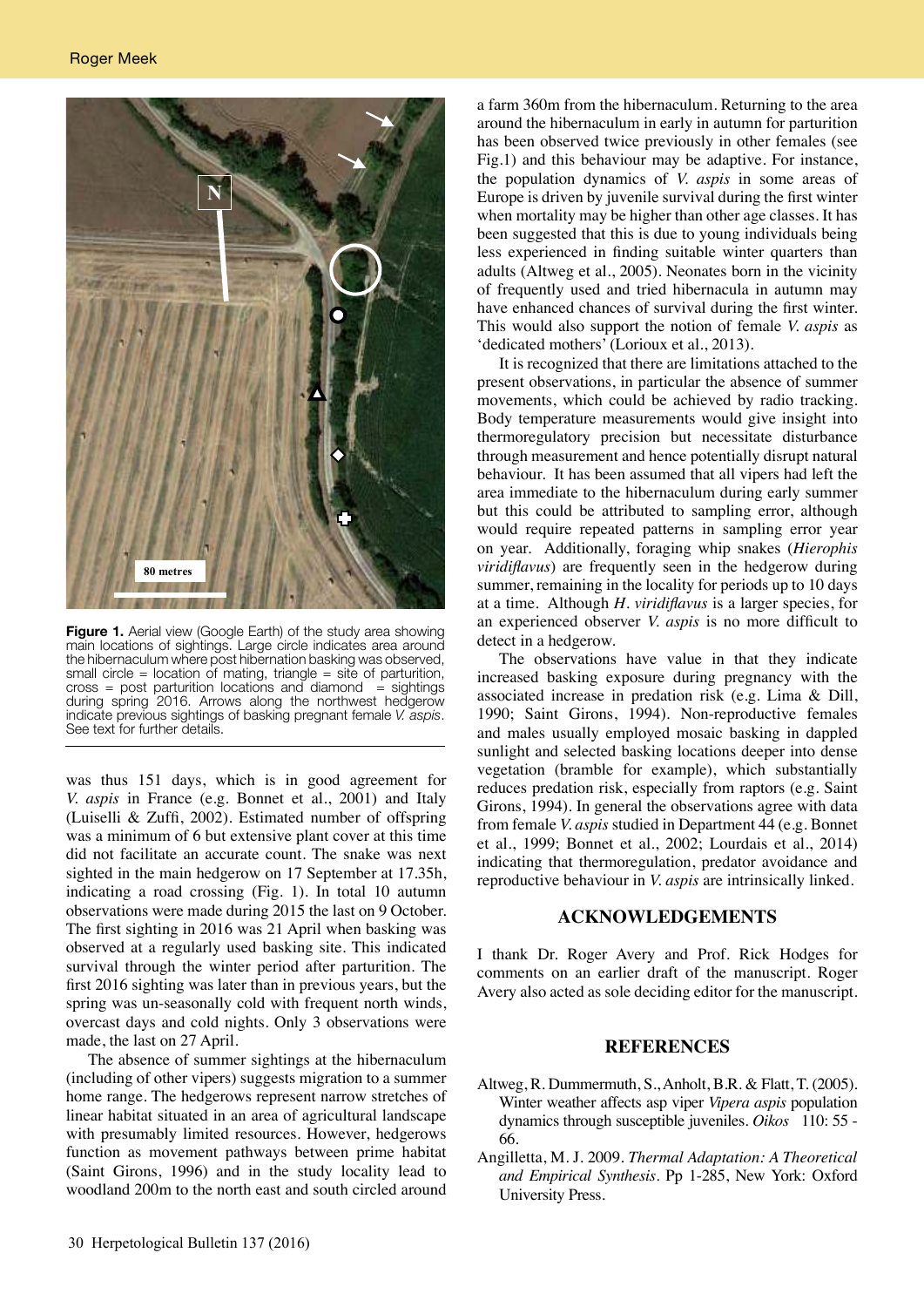Figure 1. Aerial view (Google Earth) of the study area showing main locations of sightings. Large circle indicates area around the hibernaculum where post hibernation basking was observed, small circle = location of mating, triangle = site of parturition, cross = post parturition locations and diamond = sightings during spring 2016. Arrows along the northwest hedgerow indicate previous sightings of basking pregnant female *V. aspis*. See text for further details.

was thus 151 days, which is in good agreement for *V. aspis* in France (e.g. Bonnet et al., 2001) and Italy (Luiselli & Zuffi, 2002). Estimated number of offspring was a minimum of 6 but extensive plant cover at this time did not facilitate an accurate count. The snake was next sighted in the main hedgerow on 17 September at 17.35h, indicating a road crossing (Fig. 1). In total 10 autumn observations were made during 2015 the last on 9 October. The first sighting in 2016 was 21 April when basking was observed at a regularly used basking site. This indicated survival through the winter period after parturition. The first 2016 sighting was later than in previous years, but the spring was un-seasonally cold with frequent north winds, overcast days and cold nights. Only 3 observations were made, the last on 27 April.

The absence of summer sightings at the hibernaculum (including of other vipers) suggests migration to a summer home range. The hedgerows represent narrow stretches of linear habitat situated in an area of agricultural landscape with presumably limited resources. However, hedgerows function as movement pathways between prime habitat (Saint Girons, 1996) and in the study locality lead to woodland 200m to the north east and south circled around a farm 360m from the hibernaculum. Returning to the area around the hibernaculum in early in autumn for parturition has been observed twice previously in other females (see Fig.1) and this behaviour may be adaptive. For instance, the population dynamics of *V. aspis* in some areas of Europe is driven by juvenile survival during the first winter when mortality may be higher than other age classes. It has been suggested that this is due to young individuals being less experienced in finding suitable winter quarters than adults (Altweg et al., 2005). Neonates born in the vicinity of frequently used and tried hibernacula in autumn may have enhanced chances of survival during the first winter. This would also support the notion of female *V. aspis* as 'dedicated mothers' (Lorioux et al., 2013).

It is recognized that there are limitations attached to the present observations, in particular the absence of summer movements, which could be achieved by radio tracking. Body temperature measurements would give insight into thermoregulatory precision but necessitate disturbance through measurement and hence potentially disrupt natural behaviour. It has been assumed that all vipers had left the area immediate to the hibernaculum during early summer but this could be attributed to sampling error, although would require repeated patterns in sampling error year on year. Additionally, foraging whip snakes (*Hierophis viridiflavus*) are frequently seen in the hedgerow during summer, remaining in the locality for periods up to 10 days at a time. Although *H. viridiflavus* is a larger species, for an experienced observer *V. aspis* is no more difficult to detect in a hedgerow.

The observations have value in that they indicate increased basking exposure during pregnancy with the associated increase in predation risk (e.g. Lima & Dill, 1990; Saint Girons, 1994). Non-reproductive females and males usually employed mosaic basking in dappled sunlight and selected basking locations deeper into dense vegetation (bramble for example), which substantially reduces predation risk, especially from raptors (e.g. Saint Girons, 1994). In general the observations agree with data from female *V. aspis* studied in Department 44 (e.g. Bonnet et al., 1999; Bonnet et al., 2002; Lourdais et al., 2014) indicating that thermoregulation, predator avoidance and reproductive behaviour in *V. aspis* are intrinsically linked.

## ACKNOWLEDGEMENTS

I thank Dr. Roger Avery and Prof. Rick Hodges for comments on an earlier draft of the manuscript. Roger Avery also acted as sole deciding editor for the manuscript.

## REFERENCES

Altweg, R. Dummermuth, S., Anholt, B.R. & Flatt, T. (2005). Winter weather affects asp viper *Vipera aspis* population dynamics through susceptible juveniles. *Oikos* 110: 55 - 66.

Angilletta, M. J. 2009. *Thermal Adaptation: A Theoretical and Empirical Synthesis*. Pp 1-285, New York: Oxford University Press.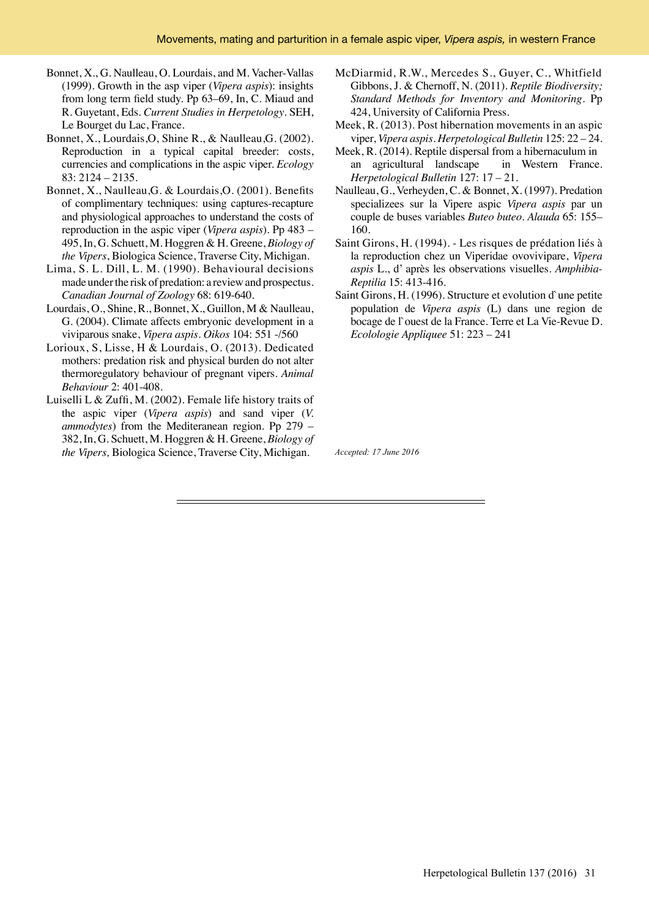Bonnet, X., G. Naulleau, O. Lourdais, and M. Vacher-Vallas (1999). Growth in the asp viper (*Vipera aspis*): insights from long term field study. Pp 63–69, In, C. Miaud and R. Guyetant, Eds. *Current Studies in Herpetology*. SEH, Le Bourget du Lac, France.

Bonnet, X., Lourdais,O, Shine R., & Naulleau,G. (2002). Reproduction in a typical capital breeder: costs, currencies and complications in the aspic viper. *Ecology* 83: 2124 – 2135.

Bonnet, X., Naulleau,G. & Lourdais,O. (2001). Benefits of complimentary techniques: using captures-recapture and physiological approaches to understand the costs of reproduction in the aspic viper (*Vipera aspis*). Pp 483 – 495, In, G. Schuett, M. Hoggren & H. Greene, *Biology of the Vipers*, Biologica Science, Traverse City, Michigan.

Lima, S. L. Dill, L. M. (1990). Behavioural decisions made under the risk of predation: a review and prospectus. *Canadian Journal of Zoology* 68: 619-640.

Lourdais, O., Shine, R., Bonnet, X., Guillon, M & Naulleau, G. (2004). Climate affects embryonic development in a viviparous snake, *Vipera aspis*. *Oikos* 104: 551 -/560

Lorioux, S, Lisse, H & Lourdais, O. (2013). Dedicated mothers: predation risk and physical burden do not alter thermoregulatory behaviour of pregnant vipers. *Animal Behaviour* 2: 401-408.

Luiselli L & Zuffi, M. (2002). Female life history traits of the aspic viper (*Vipera aspis*) and sand viper (*V. ammodytes*) from the Mediteranean region. Pp 279 – 382, In, G. Schuett, M. Hoggren & H. Greene, *Biology of the Vipers,* Biologica Science, Traverse City, Michigan.

McDiarmid, R.W., Mercedes S., Guyer, C., Whitfield Gibbons, J. & Chernoff, N. (2011). *Reptile Biodiversity; Standard Methods for Inventory and Monitoring*. Pp 424, University of California Press.

Meek, R. (2013). Post hibernation movements in an aspic viper, *Vipera aspis*. *Herpetological Bulletin* 125: 22 – 24.

Meek, R. (2014). Reptile dispersal from a hibernaculum in an agricultural landscape in Western France. *Herpetological Bulletin* 127: 17 – 21.

Naulleau, G., Verheyden, C. & Bonnet, X. (1997). Predation specializees sur la Vipere aspic *Vipera aspis* par un couple de buses variables *Buteo buteo*. *Alauda* 65: 155–160.

Saint Girons, H. (1994). - Les risques de prédation liés à la reproduction chez un Viperidae ovovivipare, *Vipera aspis* L., d' après les observations visuelles. *Amphibia-Reptilia* 15: 413-416.

Saint Girons, H. (1996). Structure et evolution d`une petite population de *Vipera aspis* (L) dans une region de bocage de l`ouest de la France. Terre et La Vie-Revue D. *Ecologie Appliquee* 51: 223 – 241

*Accepted: 17 June 2016*